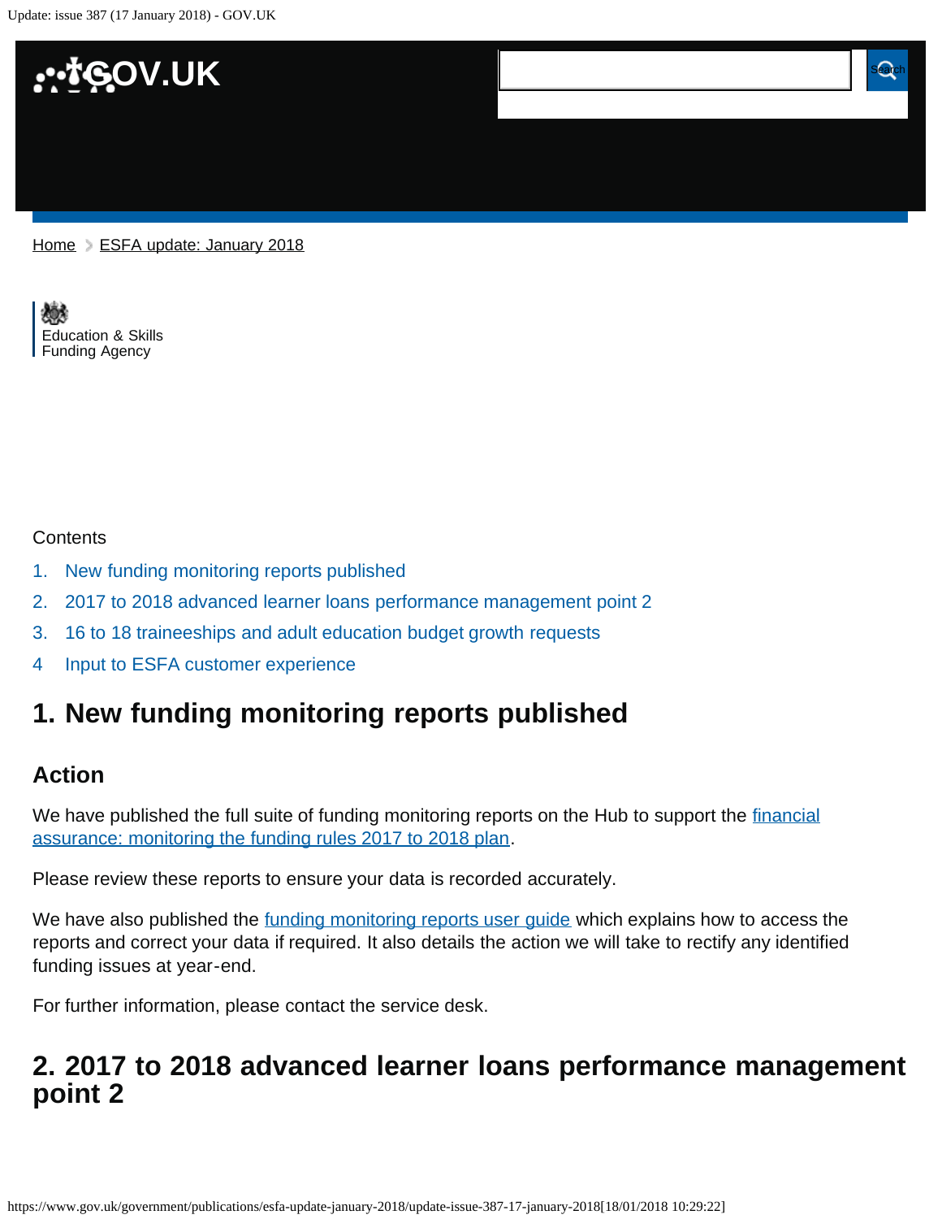Home > ESFA update: January 2018

Education & Skills Funding Agency

Contents

1. New funding monitoring reports published
2. 2017 to 2018 advanced learner loans performance management point 2
3. 16 to 18 traineeships and adult education budget growth requests
4. Input to ESFA customer experience

## 1. New funding monitoring reports published

### Action

We have published the full suite of funding monitoring reports on the Hub to support the financial assurance: monitoring the funding rules 2017 to 2018 plan.

Please review these reports to ensure your data is recorded accurately.

We have also published the funding monitoring reports user guide which explains how to access the reports and correct your data if required. It also details the action we will take to rectify any identified funding issues at year-end.

For further information, please contact the service desk.

## 2. 2017 to 2018 advanced learner loans performance management point 2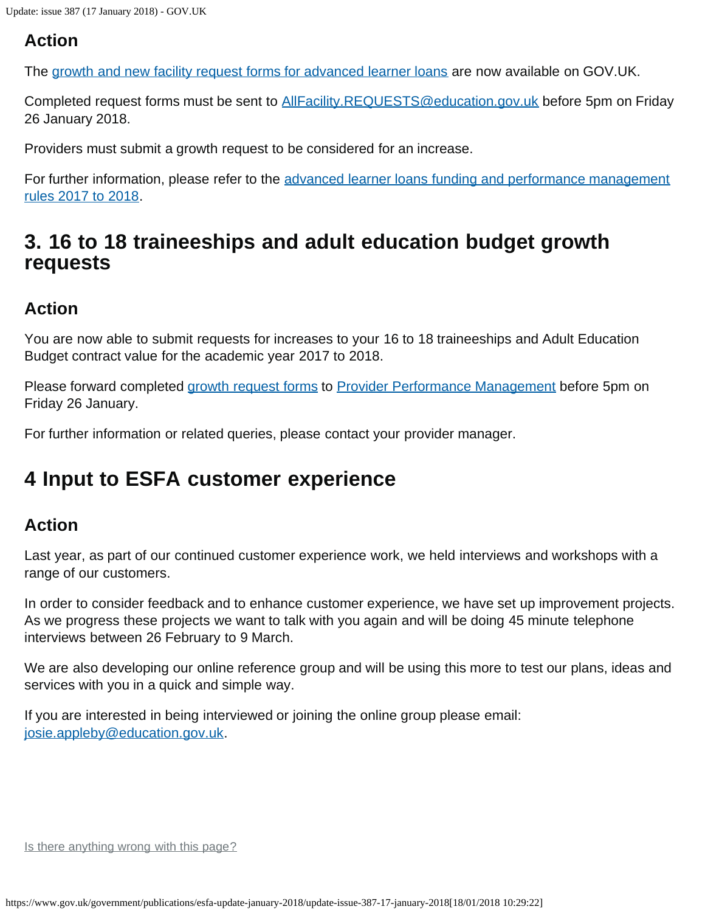### Action

The growth and new facility request forms for advanced learner loans are now available on GOV.UK.

Completed request forms must be sent to AllFacility.REQUESTS@education.gov.uk before 5pm on Friday 26 January 2018.

Providers must submit a growth request to be considered for an increase.

For further information, please refer to the advanced learner loans funding and performance management rules 2017 to 2018.

## 3. 16 to 18 traineeships and adult education budget growth requests

### Action

You are now able to submit requests for increases to your 16 to 18 traineeships and Adult Education Budget contract value for the academic year 2017 to 2018.

Please forward completed growth request forms to Provider Performance Management before 5pm on Friday 26 January.

For further information or related queries, please contact your provider manager.

## 4 Input to ESFA customer experience

### Action

Last year, as part of our continued customer experience work, we held interviews and workshops with a range of our customers.

In order to consider feedback and to enhance customer experience, we have set up improvement projects. As we progress these projects we want to talk with you again and will be doing 45 minute telephone interviews between 26 February to 9 March.

We are also developing our online reference group and will be using this more to test our plans, ideas and services with you in a quick and simple way.

If you are interested in being interviewed or joining the online group please email: josie.appleby@education.gov.uk.

Is there anything wrong with this page?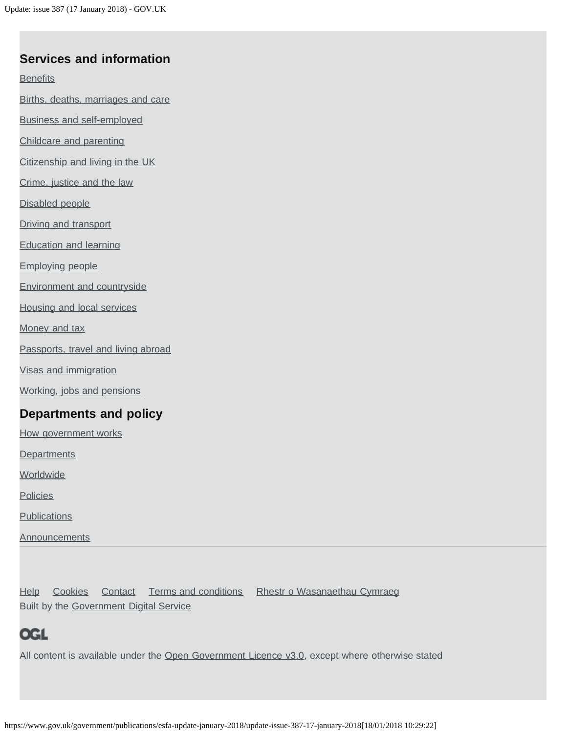## Services and information

Benefits

Births, deaths, marriages and care

Business and self-employed

Childcare and parenting

Citizenship and living in the UK

Crime, justice and the law

Disabled people

Driving and transport

Education and learning

Employing people

Environment and countryside

Housing and local services

Money and tax

Passports, travel and living abroad

Visas and immigration

Working, jobs and pensions

## Departments and policy

How government works

Departments

Worldwide

Policies

Publications

Announcements

---

Help Cookies Contact Terms and conditions Rhestr o Wasanaethau Cymraeg

Built by the Government Digital Service

OGL

All content is available under the Open Government Licence v3.0, except where otherwise stated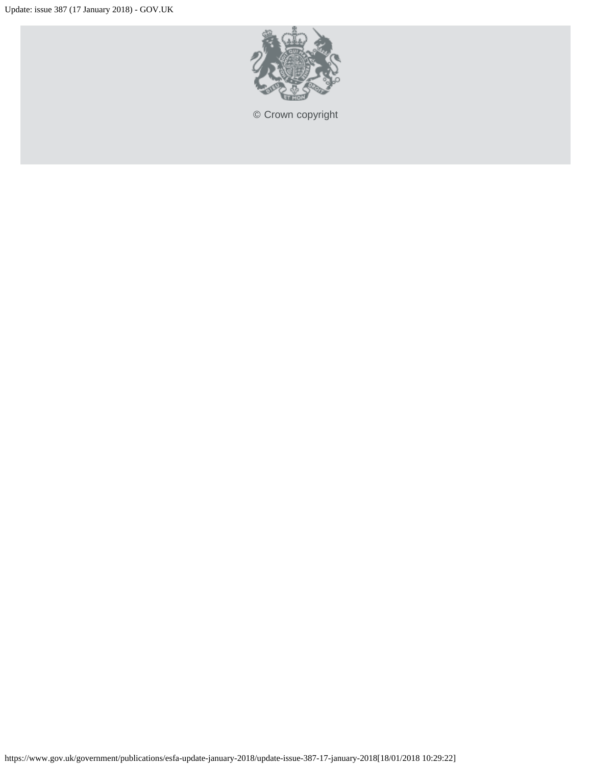© Crown copyright